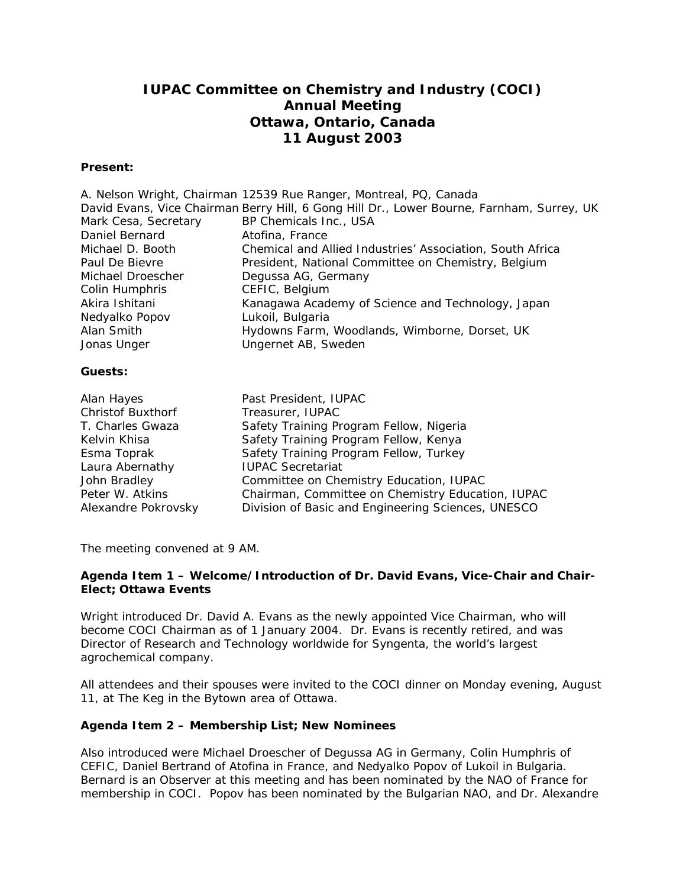# IUPAC Committee on Chemistry and Industry (COCI)
## Annual Meeting
## Ottawa, Ontario, Canada
## 11 August 2003

**Present:**

| | |
|---|---|
| A. Nelson Wright, Chairman | 12539 Rue Ranger, Montreal, PQ, Canada |
| David Evans, Vice Chairman | Berry Hill, 6 Gong Hill Dr., Lower Bourne, Farnham, Surrey, UK |
| Mark Cesa, Secretary | BP Chemicals Inc., USA |
| Daniel Bernard | Atofina, France |
| Michael D. Booth | Chemical and Allied Industries' Association, South Africa |
| Paul De Bievre | President, National Committee on Chemistry, Belgium |
| Michael Droescher | Degussa AG, Germany |
| Colin Humphris | CEFIC, Belgium |
| Akira Ishitani | Kanagawa Academy of Science and Technology, Japan |
| Nedyalko Popov | Lukoil, Bulgaria |
| Alan Smith | Hydowns Farm, Woodlands, Wimborne, Dorset, UK |
| Jonas Unger | Ungernet AB, Sweden |

**Guests:**

| | |
|---|---|
| Alan Hayes | Past President, IUPAC |
| Christof Buxthorf | Treasurer, IUPAC |
| T. Charles Gwaza | Safety Training Program Fellow, Nigeria |
| Kelvin Khisa | Safety Training Program Fellow, Kenya |
| Esma Toprak | Safety Training Program Fellow, Turkey |
| Laura Abernathy | IUPAC Secretariat |
| John Bradley | Committee on Chemistry Education, IUPAC |
| Peter W. Atkins | Chairman, Committee on Chemistry Education, IUPAC |
| Alexandre Pokrovsky | Division of Basic and Engineering Sciences, UNESCO |

The meeting convened at 9 AM.

**Agenda Item 1 – Welcome/Introduction of Dr. David Evans, Vice-Chair and Chair-Elect; Ottawa Events**

Wright introduced Dr. David A. Evans as the newly appointed Vice Chairman, who will become COCI Chairman as of 1 January 2004. Dr. Evans is recently retired, and was Director of Research and Technology worldwide for Syngenta, the world's largest agrochemical company.

All attendees and their spouses were invited to the COCI dinner on Monday evening, August 11, at The Keg in the Bytown area of Ottawa.

**Agenda Item 2 – Membership List; New Nominees**

Also introduced were Michael Droescher of Degussa AG in Germany, Colin Humphris of CEFIC, Daniel Bertrand of Atofina in France, and Nedyalko Popov of Lukoil in Bulgaria. Bernard is an Observer at this meeting and has been nominated by the NAO of France for membership in COCI. Popov has been nominated by the Bulgarian NAO, and Dr. Alexandre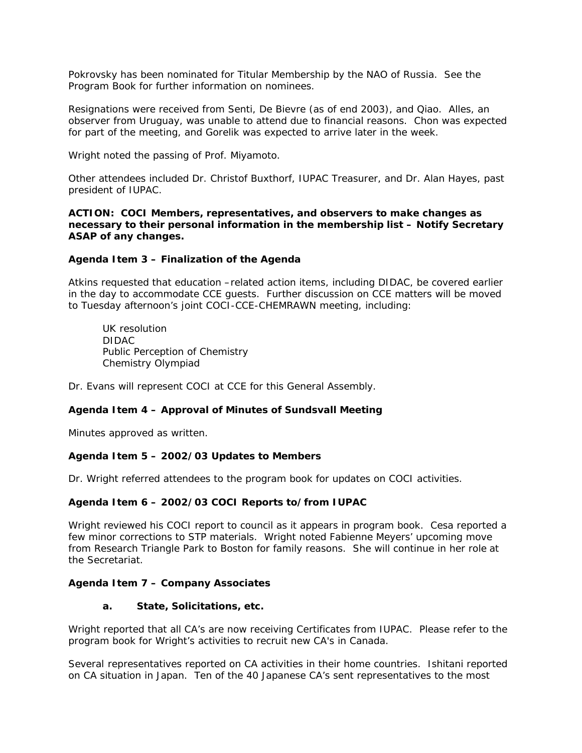Pokrovsky has been nominated for Titular Membership by the NAO of Russia. See the Program Book for further information on nominees.

Resignations were received from Senti, De Bievre (as of end 2003), and Qiao. Alles, an observer from Uruguay, was unable to attend due to financial reasons. Chon was expected for part of the meeting, and Gorelik was expected to arrive later in the week.

Wright noted the passing of Prof. Miyamoto.

Other attendees included Dr. Christof Buxthorf, IUPAC Treasurer, and Dr. Alan Hayes, past president of IUPAC.

**ACTION: COCI Members, representatives, and observers to make changes as necessary to their personal information in the membership list – Notify Secretary ASAP of any changes.**

**Agenda Item 3 – Finalization of the Agenda**

Atkins requested that education –related action items, including DIDAC, be covered earlier in the day to accommodate CCE guests. Further discussion on CCE matters will be moved to Tuesday afternoon's joint COCI-CCE-CHEMRAWN meeting, including:

UK resolution
DIDAC
Public Perception of Chemistry
Chemistry Olympiad

Dr. Evans will represent COCI at CCE for this General Assembly.

**Agenda Item 4 – Approval of Minutes of Sundsvall Meeting**

Minutes approved as written.

**Agenda Item 5 – 2002/03 Updates to Members**

Dr. Wright referred attendees to the program book for updates on COCI activities.

**Agenda Item 6 – 2002/03 COCI Reports to/from IUPAC**

Wright reviewed his COCI report to council as it appears in program book. Cesa reported a few minor corrections to STP materials. Wright noted Fabienne Meyers' upcoming move from Research Triangle Park to Boston for family reasons. She will continue in her role at the Secretariat.

**Agenda Item 7 – Company Associates**

**a. State, Solicitations, etc.**

Wright reported that all CA's are now receiving Certificates from IUPAC. Please refer to the program book for Wright's activities to recruit new CA's in Canada.

Several representatives reported on CA activities in their home countries. Ishitani reported on CA situation in Japan. Ten of the 40 Japanese CA's sent representatives to the most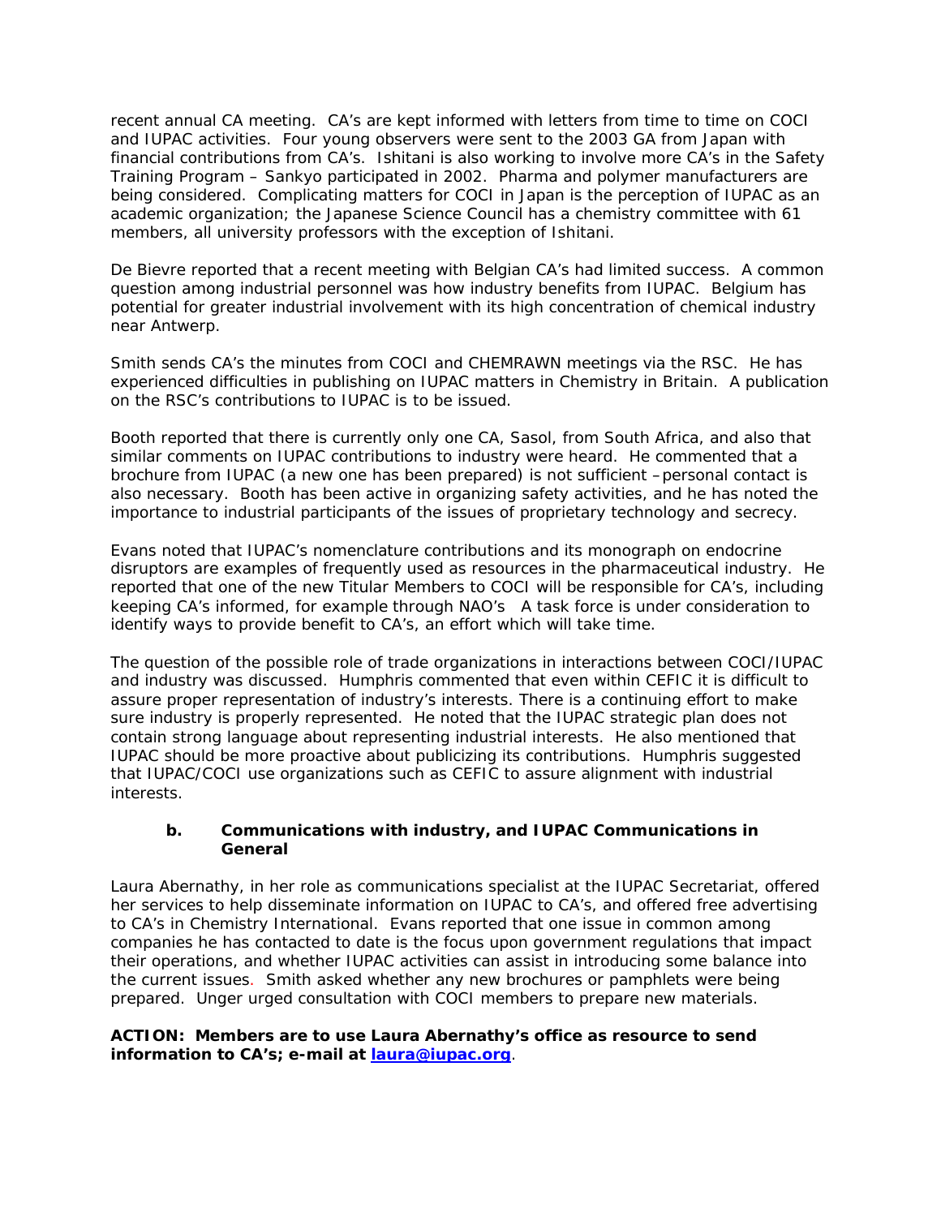recent annual CA meeting. CA's are kept informed with letters from time to time on COCI and IUPAC activities. Four young observers were sent to the 2003 GA from Japan with financial contributions from CA's. Ishitani is also working to involve more CA's in the Safety Training Program – Sankyo participated in 2002. Pharma and polymer manufacturers are being considered. Complicating matters for COCI in Japan is the perception of IUPAC as an academic organization; the Japanese Science Council has a chemistry committee with 61 members, all university professors with the exception of Ishitani.

De Bievre reported that a recent meeting with Belgian CA's had limited success. A common question among industrial personnel was how industry benefits from IUPAC. Belgium has potential for greater industrial involvement with its high concentration of chemical industry near Antwerp.

Smith sends CA's the minutes from COCI and CHEMRAWN meetings via the RSC. He has experienced difficulties in publishing on IUPAC matters in Chemistry in Britain. A publication on the RSC's contributions to IUPAC is to be issued.

Booth reported that there is currently only one CA, Sasol, from South Africa, and also that similar comments on IUPAC contributions to industry were heard. He commented that a brochure from IUPAC (a new one has been prepared) is not sufficient –personal contact is also necessary. Booth has been active in organizing safety activities, and he has noted the importance to industrial participants of the issues of proprietary technology and secrecy.

Evans noted that IUPAC's nomenclature contributions and its monograph on endocrine disruptors are examples of frequently used as resources in the pharmaceutical industry. He reported that one of the new Titular Members to COCI will be responsible for CA's, including keeping CA's informed, for example through NAO's A task force is under consideration to identify ways to provide benefit to CA's, an effort which will take time.

The question of the possible role of trade organizations in interactions between COCI/IUPAC and industry was discussed. Humphris commented that even within CEFIC it is difficult to assure proper representation of industry's interests. There is a continuing effort to make sure industry is properly represented. He noted that the IUPAC strategic plan does not contain strong language about representing industrial interests. He also mentioned that IUPAC should be more proactive about publicizing its contributions. Humphris suggested that IUPAC/COCI use organizations such as CEFIC to assure alignment with industrial interests.

**b. Communications with industry, and IUPAC Communications in General**

Laura Abernathy, in her role as communications specialist at the IUPAC Secretariat, offered her services to help disseminate information on IUPAC to CA's, and offered free advertising to CA's in Chemistry International. Evans reported that one issue in common among companies he has contacted to date is the focus upon government regulations that impact their operations, and whether IUPAC activities can assist in introducing some balance into the current issues. Smith asked whether any new brochures or pamphlets were being prepared. Unger urged consultation with COCI members to prepare new materials.

**ACTION: Members are to use Laura Abernathy's office as resource to send information to CA's; e-mail at [laura@iupac.org](mailto:laura@iupac.org).**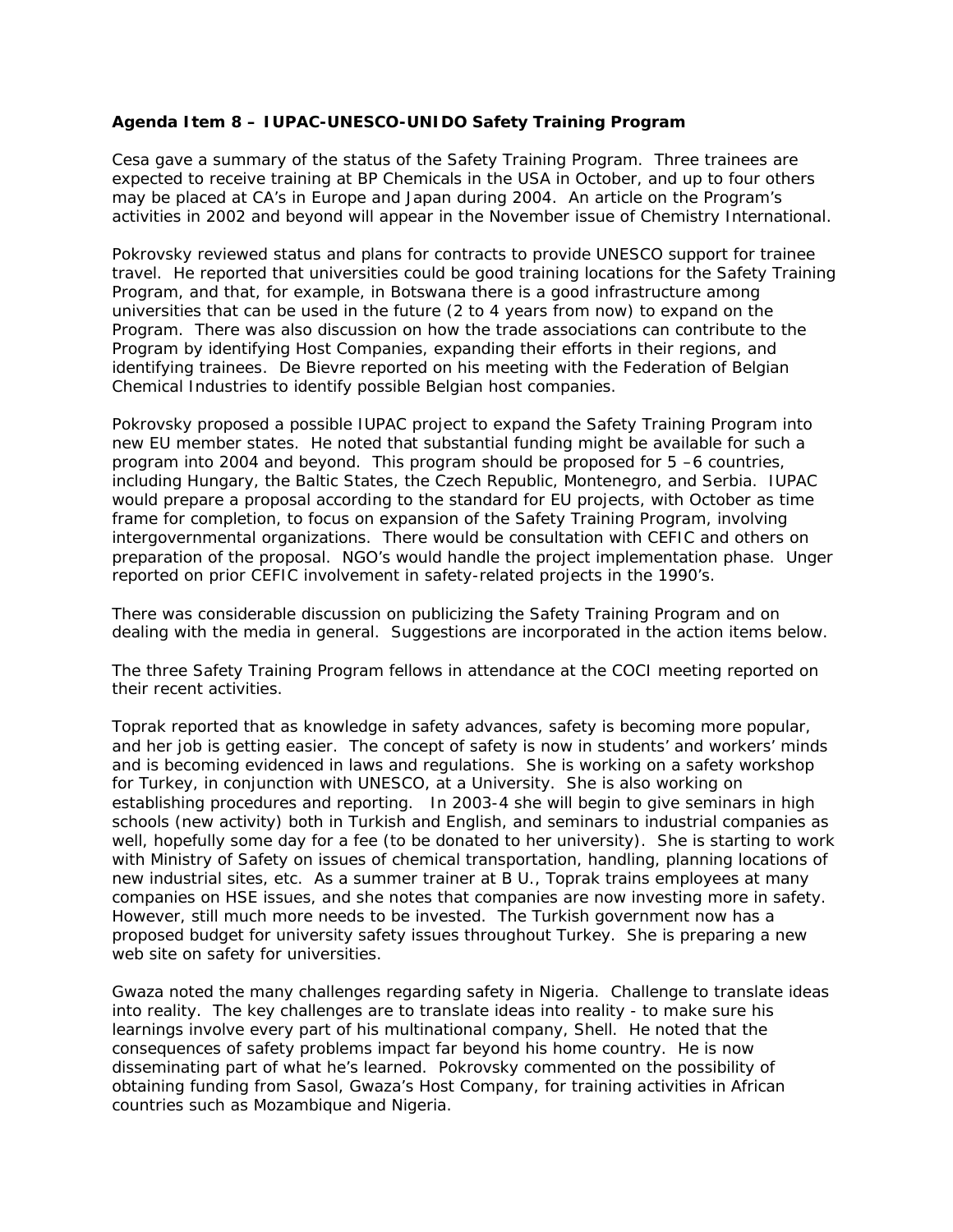**Agenda Item 8 – IUPAC-UNESCO-UNIDO Safety Training Program**

Cesa gave a summary of the status of the Safety Training Program. Three trainees are expected to receive training at BP Chemicals in the USA in October, and up to four others may be placed at CA's in Europe and Japan during 2004. An article on the Program's activities in 2002 and beyond will appear in the November issue of Chemistry International.

Pokrovsky reviewed status and plans for contracts to provide UNESCO support for trainee travel. He reported that universities could be good training locations for the Safety Training Program, and that, for example, in Botswana there is a good infrastructure among universities that can be used in the future (2 to 4 years from now) to expand on the Program. There was also discussion on how the trade associations can contribute to the Program by identifying Host Companies, expanding their efforts in their regions, and identifying trainees. De Bievre reported on his meeting with the Federation of Belgian Chemical Industries to identify possible Belgian host companies.

Pokrovsky proposed a possible IUPAC project to expand the Safety Training Program into new EU member states. He noted that substantial funding might be available for such a program into 2004 and beyond. This program should be proposed for 5 –6 countries, including Hungary, the Baltic States, the Czech Republic, Montenegro, and Serbia. IUPAC would prepare a proposal according to the standard for EU projects, with October as time frame for completion, to focus on expansion of the Safety Training Program, involving intergovernmental organizations. There would be consultation with CEFIC and others on preparation of the proposal. NGO's would handle the project implementation phase. Unger reported on prior CEFIC involvement in safety-related projects in the 1990's.

There was considerable discussion on publicizing the Safety Training Program and on dealing with the media in general. Suggestions are incorporated in the action items below.

The three Safety Training Program fellows in attendance at the COCI meeting reported on their recent activities.

Toprak reported that as knowledge in safety advances, safety is becoming more popular, and her job is getting easier. The concept of safety is now in students' and workers' minds and is becoming evidenced in laws and regulations. She is working on a safety workshop for Turkey, in conjunction with UNESCO, at a University. She is also working on establishing procedures and reporting. In 2003-4 she will begin to give seminars in high schools (new activity) both in Turkish and English, and seminars to industrial companies as well, hopefully some day for a fee (to be donated to her university). She is starting to work with Ministry of Safety on issues of chemical transportation, handling, planning locations of new industrial sites, etc. As a summer trainer at B U., Toprak trains employees at many companies on HSE issues, and she notes that companies are now investing more in safety. However, still much more needs to be invested. The Turkish government now has a proposed budget for university safety issues throughout Turkey. She is preparing a new web site on safety for universities.

Gwaza noted the many challenges regarding safety in Nigeria. Challenge to translate ideas into reality. The key challenges are to translate ideas into reality - to make sure his learnings involve every part of his multinational company, Shell. He noted that the consequences of safety problems impact far beyond his home country. He is now disseminating part of what he's learned. Pokrovsky commented on the possibility of obtaining funding from Sasol, Gwaza's Host Company, for training activities in African countries such as Mozambique and Nigeria.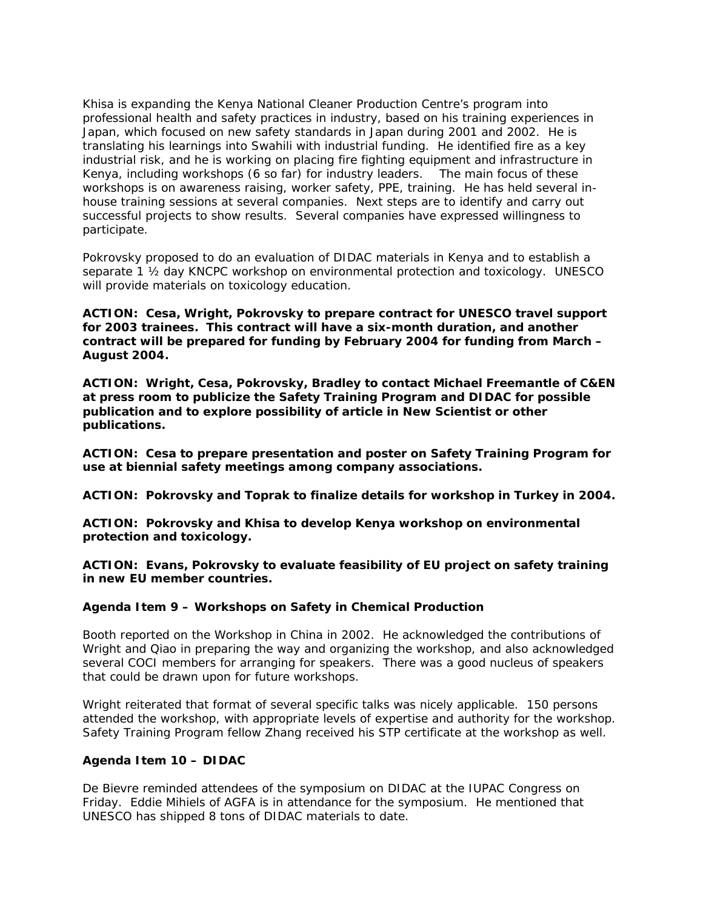Khisa is expanding the Kenya National Cleaner Production Centre's program into professional health and safety practices in industry, based on his training experiences in Japan, which focused on new safety standards in Japan during 2001 and 2002. He is translating his learnings into Swahili with industrial funding. He identified fire as a key industrial risk, and he is working on placing fire fighting equipment and infrastructure in Kenya, including workshops (6 so far) for industry leaders. The main focus of these workshops is on awareness raising, worker safety, PPE, training. He has held several in-house training sessions at several companies. Next steps are to identify and carry out successful projects to show results. Several companies have expressed willingness to participate.

Pokrovsky proposed to do an evaluation of DIDAC materials in Kenya and to establish a separate 1 ½ day KNCPC workshop on environmental protection and toxicology. UNESCO will provide materials on toxicology education.

**ACTION: Cesa, Wright, Pokrovsky to prepare contract for UNESCO travel support for 2003 trainees. This contract will have a six-month duration, and another contract will be prepared for funding by February 2004 for funding from March – August 2004.**

**ACTION: Wright, Cesa, Pokrovsky, Bradley to contact Michael Freemantle of C&EN at press room to publicize the Safety Training Program and DIDAC for possible publication and to explore possibility of article in New Scientist or other publications.**

**ACTION: Cesa to prepare presentation and poster on Safety Training Program for use at biennial safety meetings among company associations.**

**ACTION: Pokrovsky and Toprak to finalize details for workshop in Turkey in 2004.**

**ACTION: Pokrovsky and Khisa to develop Kenya workshop on environmental protection and toxicology.**

**ACTION: Evans, Pokrovsky to evaluate feasibility of EU project on safety training in new EU member countries.**

**Agenda Item 9 – Workshops on Safety in Chemical Production**

Booth reported on the Workshop in China in 2002. He acknowledged the contributions of Wright and Qiao in preparing the way and organizing the workshop, and also acknowledged several COCI members for arranging for speakers. There was a good nucleus of speakers that could be drawn upon for future workshops.

Wright reiterated that format of several specific talks was nicely applicable. 150 persons attended the workshop, with appropriate levels of expertise and authority for the workshop. Safety Training Program fellow Zhang received his STP certificate at the workshop as well.

**Agenda Item 10 – DIDAC**

De Bievre reminded attendees of the symposium on DIDAC at the IUPAC Congress on Friday. Eddie Mihiels of AGFA is in attendance for the symposium. He mentioned that UNESCO has shipped 8 tons of DIDAC materials to date.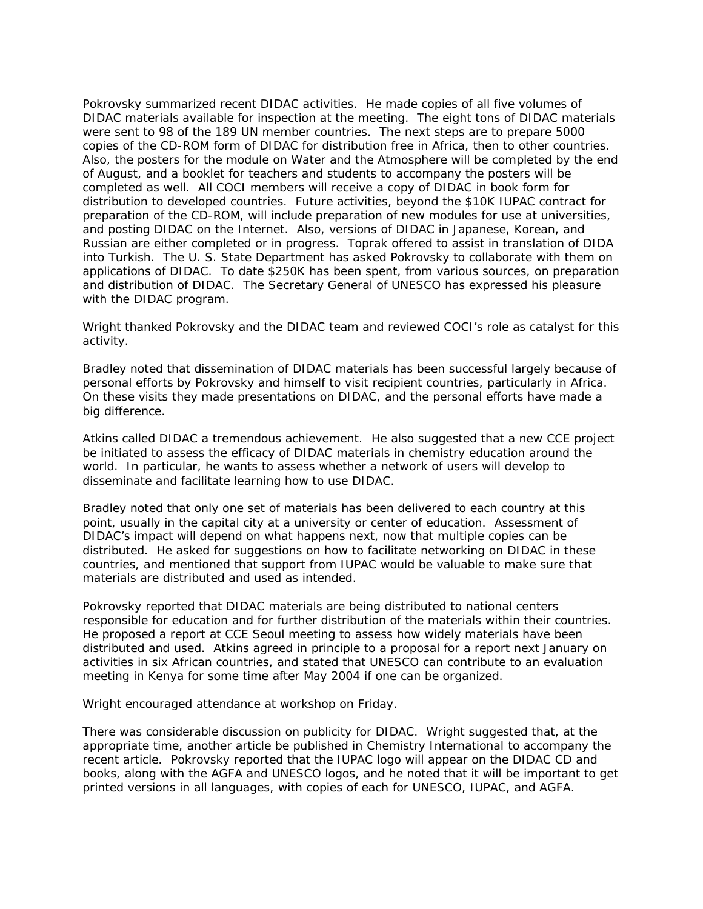Pokrovsky summarized recent DIDAC activities. He made copies of all five volumes of DIDAC materials available for inspection at the meeting. The eight tons of DIDAC materials were sent to 98 of the 189 UN member countries. The next steps are to prepare 5000 copies of the CD-ROM form of DIDAC for distribution free in Africa, then to other countries. Also, the posters for the module on Water and the Atmosphere will be completed by the end of August, and a booklet for teachers and students to accompany the posters will be completed as well. All COCI members will receive a copy of DIDAC in book form for distribution to developed countries. Future activities, beyond the $10K IUPAC contract for preparation of the CD-ROM, will include preparation of new modules for use at universities, and posting DIDAC on the Internet. Also, versions of DIDAC in Japanese, Korean, and Russian are either completed or in progress. Toprak offered to assist in translation of DIDA into Turkish. The U. S. State Department has asked Pokrovsky to collaborate with them on applications of DIDAC. To date $250K has been spent, from various sources, on preparation and distribution of DIDAC. The Secretary General of UNESCO has expressed his pleasure with the DIDAC program.

Wright thanked Pokrovsky and the DIDAC team and reviewed COCI's role as catalyst for this activity.

Bradley noted that dissemination of DIDAC materials has been successful largely because of personal efforts by Pokrovsky and himself to visit recipient countries, particularly in Africa. On these visits they made presentations on DIDAC, and the personal efforts have made a big difference.

Atkins called DIDAC a tremendous achievement. He also suggested that a new CCE project be initiated to assess the efficacy of DIDAC materials in chemistry education around the world. In particular, he wants to assess whether a network of users will develop to disseminate and facilitate learning how to use DIDAC.

Bradley noted that only one set of materials has been delivered to each country at this point, usually in the capital city at a university or center of education. Assessment of DIDAC's impact will depend on what happens next, now that multiple copies can be distributed. He asked for suggestions on how to facilitate networking on DIDAC in these countries, and mentioned that support from IUPAC would be valuable to make sure that materials are distributed and used as intended.

Pokrovsky reported that DIDAC materials are being distributed to national centers responsible for education and for further distribution of the materials within their countries. He proposed a report at CCE Seoul meeting to assess how widely materials have been distributed and used. Atkins agreed in principle to a proposal for a report next January on activities in six African countries, and stated that UNESCO can contribute to an evaluation meeting in Kenya for some time after May 2004 if one can be organized.

Wright encouraged attendance at workshop on Friday.

There was considerable discussion on publicity for DIDAC. Wright suggested that, at the appropriate time, another article be published in Chemistry International to accompany the recent article. Pokrovsky reported that the IUPAC logo will appear on the DIDAC CD and books, along with the AGFA and UNESCO logos, and he noted that it will be important to get printed versions in all languages, with copies of each for UNESCO, IUPAC, and AGFA.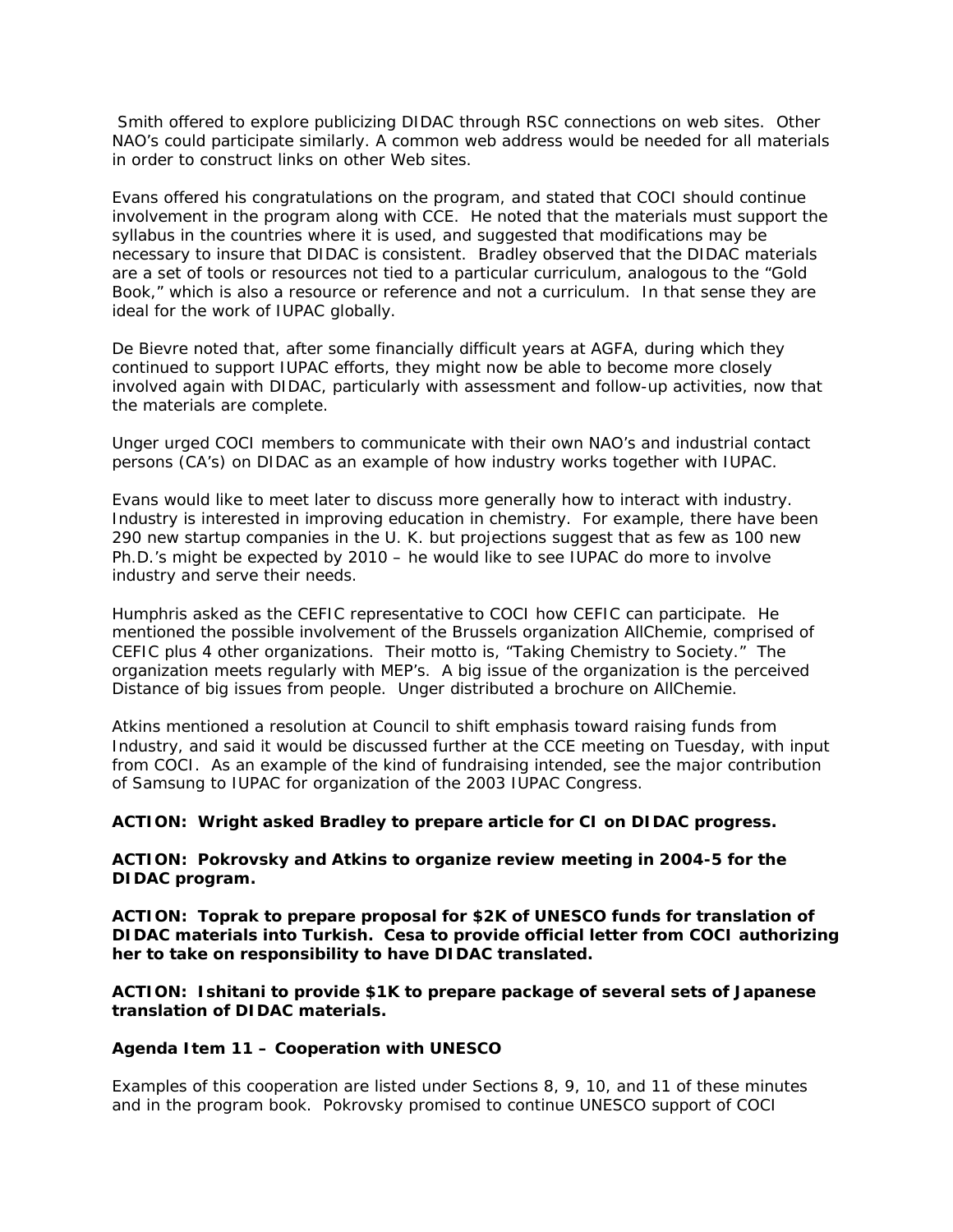Smith offered to explore publicizing DIDAC through RSC connections on web sites. Other NAO's could participate similarly. A common web address would be needed for all materials in order to construct links on other Web sites.

Evans offered his congratulations on the program, and stated that COCI should continue involvement in the program along with CCE. He noted that the materials must support the syllabus in the countries where it is used, and suggested that modifications may be necessary to insure that DIDAC is consistent. Bradley observed that the DIDAC materials are a set of tools or resources not tied to a particular curriculum, analogous to the "Gold Book," which is also a resource or reference and not a curriculum. In that sense they are ideal for the work of IUPAC globally.

De Bievre noted that, after some financially difficult years at AGFA, during which they continued to support IUPAC efforts, they might now be able to become more closely involved again with DIDAC, particularly with assessment and follow-up activities, now that the materials are complete.

Unger urged COCI members to communicate with their own NAO's and industrial contact persons (CA's) on DIDAC as an example of how industry works together with IUPAC.

Evans would like to meet later to discuss more generally how to interact with industry. Industry is interested in improving education in chemistry. For example, there have been 290 new startup companies in the U. K. but projections suggest that as few as 100 new Ph.D.'s might be expected by 2010 – he would like to see IUPAC do more to involve industry and serve their needs.

Humphris asked as the CEFIC representative to COCI how CEFIC can participate. He mentioned the possible involvement of the Brussels organization AllChemie, comprised of CEFIC plus 4 other organizations. Their motto is, "Taking Chemistry to Society." The organization meets regularly with MEP's. A big issue of the organization is the perceived Distance of big issues from people. Unger distributed a brochure on AllChemie.

Atkins mentioned a resolution at Council to shift emphasis toward raising funds from Industry, and said it would be discussed further at the CCE meeting on Tuesday, with input from COCI. As an example of the kind of fundraising intended, see the major contribution of Samsung to IUPAC for organization of the 2003 IUPAC Congress.

**ACTION: Wright asked Bradley to prepare article for CI on DIDAC progress.**

**ACTION: Pokrovsky and Atkins to organize review meeting in 2004-5 for the DIDAC program.**

**ACTION: Toprak to prepare proposal for $2K of UNESCO funds for translation of DIDAC materials into Turkish. Cesa to provide official letter from COCI authorizing her to take on responsibility to have DIDAC translated.**

**ACTION: Ishitani to provide $1K to prepare package of several sets of Japanese translation of DIDAC materials.**

**Agenda Item 11 – Cooperation with UNESCO**

Examples of this cooperation are listed under Sections 8, 9, 10, and 11 of these minutes and in the program book. Pokrovsky promised to continue UNESCO support of COCI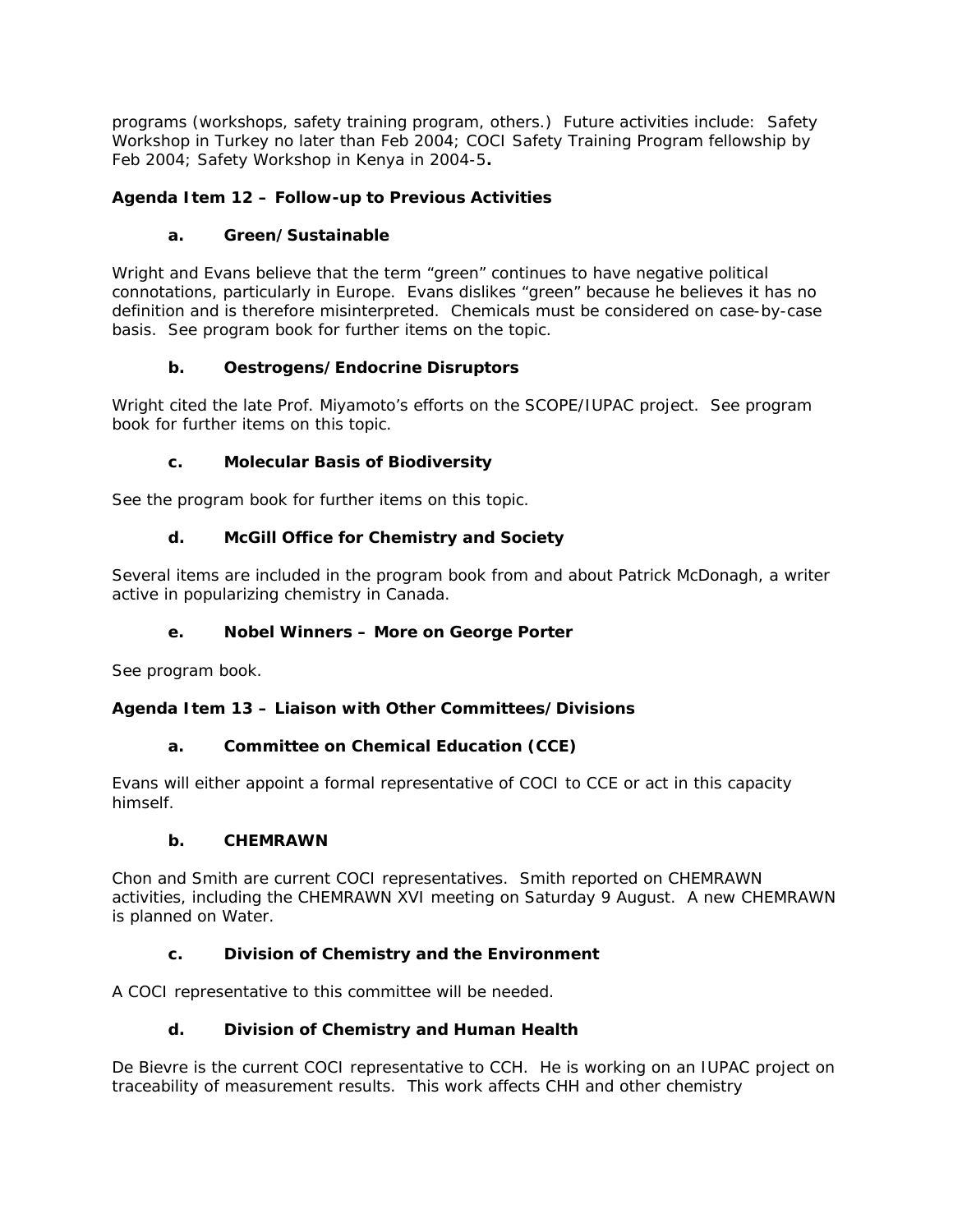programs (workshops, safety training program, others.) Future activities include: Safety Workshop in Turkey no later than Feb 2004; COCI Safety Training Program fellowship by Feb 2004; Safety Workshop in Kenya in 2004-5**.**

**Agenda Item 12 – Follow-up to Previous Activities**

**a. Green/Sustainable**

Wright and Evans believe that the term "green" continues to have negative political connotations, particularly in Europe. Evans dislikes "green" because he believes it has no definition and is therefore misinterpreted. Chemicals must be considered on case-by-case basis. See program book for further items on the topic.

**b. Oestrogens/Endocrine Disruptors**

Wright cited the late Prof. Miyamoto's efforts on the SCOPE/IUPAC project. See program book for further items on this topic.

**c. Molecular Basis of Biodiversity**

See the program book for further items on this topic.

**d. McGill Office for Chemistry and Society**

Several items are included in the program book from and about Patrick McDonagh, a writer active in popularizing chemistry in Canada.

**e. Nobel Winners – More on George Porter**

See program book.

**Agenda Item 13 – Liaison with Other Committees/Divisions**

**a. Committee on Chemical Education (CCE)**

Evans will either appoint a formal representative of COCI to CCE or act in this capacity himself.

**b. CHEMRAWN**

Chon and Smith are current COCI representatives. Smith reported on CHEMRAWN activities, including the CHEMRAWN XVI meeting on Saturday 9 August. A new CHEMRAWN is planned on Water.

**c. Division of Chemistry and the Environment**

A COCI representative to this committee will be needed.

**d. Division of Chemistry and Human Health**

De Bievre is the current COCI representative to CCH. He is working on an IUPAC project on traceability of measurement results. This work affects CHH and other chemistry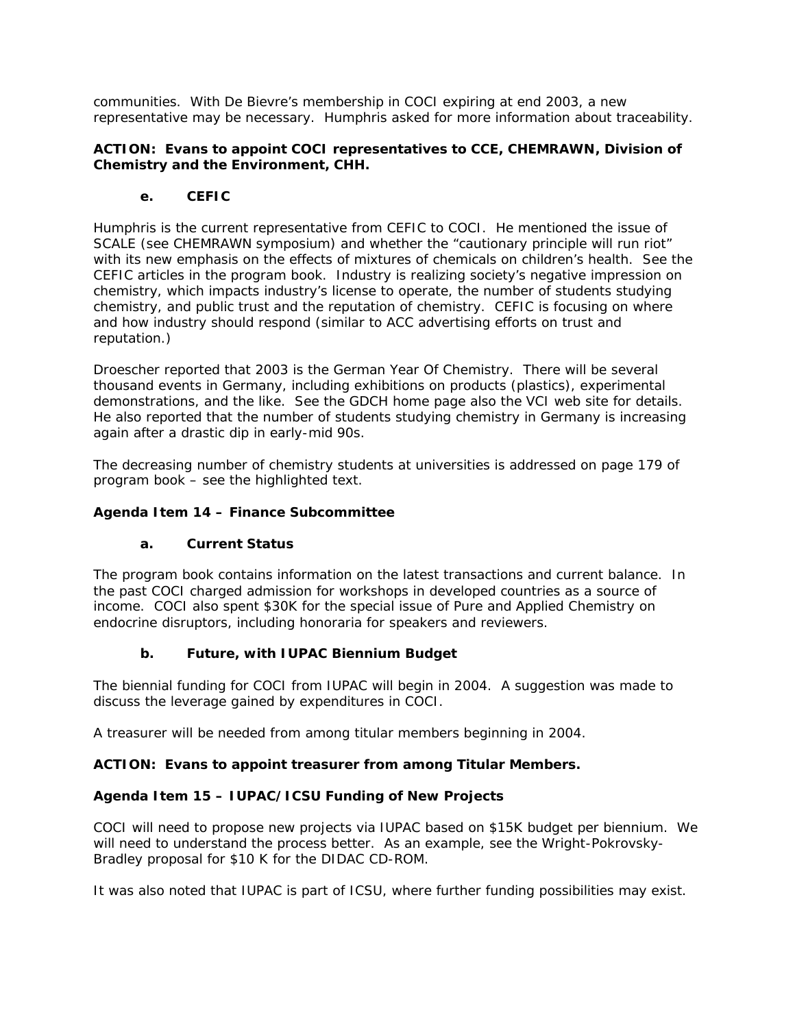communities. With De Bievre's membership in COCI expiring at end 2003, a new representative may be necessary. Humphris asked for more information about traceability.

**ACTION: Evans to appoint COCI representatives to CCE, CHEMRAWN, Division of Chemistry and the Environment, CHH.**

### e. CEFIC

Humphris is the current representative from CEFIC to COCI. He mentioned the issue of SCALE (see CHEMRAWN symposium) and whether the "cautionary principle will run riot" with its new emphasis on the effects of mixtures of chemicals on children's health. See the CEFIC articles in the program book. Industry is realizing society's negative impression on chemistry, which impacts industry's license to operate, the number of students studying chemistry, and public trust and the reputation of chemistry. CEFIC is focusing on where and how industry should respond (similar to ACC advertising efforts on trust and reputation.)

Droescher reported that 2003 is the German Year Of Chemistry. There will be several thousand events in Germany, including exhibitions on products (plastics), experimental demonstrations, and the like. See the GDCH home page also the VCI web site for details. He also reported that the number of students studying chemistry in Germany is increasing again after a drastic dip in early-mid 90s.

The decreasing number of chemistry students at universities is addressed on page 179 of program book – see the highlighted text.

## Agenda Item 14 – Finance Subcommittee

### a. Current Status

The program book contains information on the latest transactions and current balance. In the past COCI charged admission for workshops in developed countries as a source of income. COCI also spent $30K for the special issue of Pure and Applied Chemistry on endocrine disruptors, including honoraria for speakers and reviewers.

### b. Future, with IUPAC Biennium Budget

The biennial funding for COCI from IUPAC will begin in 2004. A suggestion was made to discuss the leverage gained by expenditures in COCI.

A treasurer will be needed from among titular members beginning in 2004.

**ACTION: Evans to appoint treasurer from among Titular Members.**

## Agenda Item 15 – IUPAC/ICSU Funding of New Projects

COCI will need to propose new projects via IUPAC based on $15K budget per biennium. We will need to understand the process better. As an example, see the Wright-Pokrovsky-Bradley proposal for $10 K for the DIDAC CD-ROM.

It was also noted that IUPAC is part of ICSU, where further funding possibilities may exist.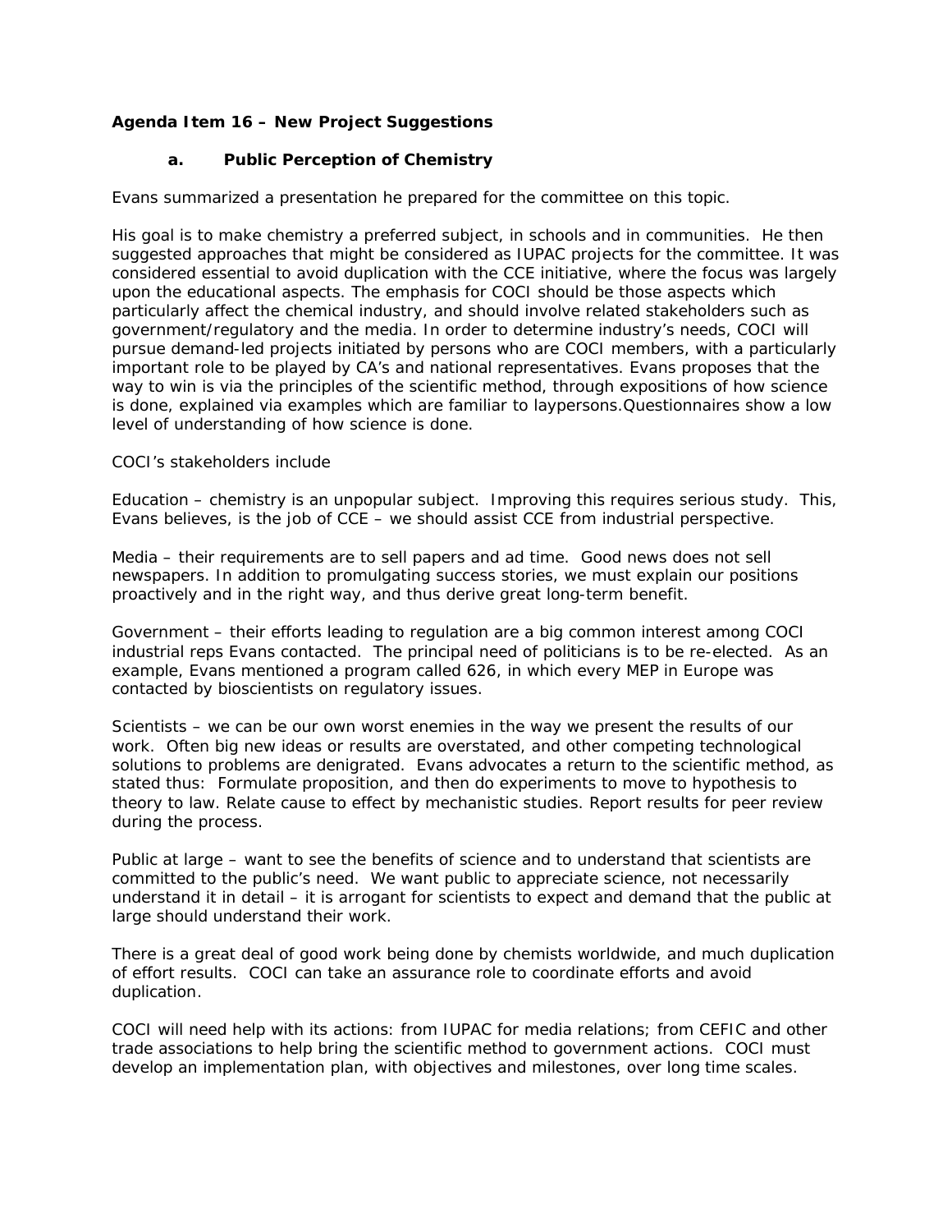**Agenda Item 16 – New Project Suggestions**

**a. Public Perception of Chemistry**

Evans summarized a presentation he prepared for the committee on this topic.

His goal is to make chemistry a preferred subject, in schools and in communities. He then suggested approaches that might be considered as IUPAC projects for the committee. It was considered essential to avoid duplication with the CCE initiative, where the focus was largely upon the educational aspects. The emphasis for COCI should be those aspects which particularly affect the chemical industry, and should involve related stakeholders such as government/regulatory and the media. In order to determine industry's needs, COCI will pursue demand-led projects initiated by persons who are COCI members, with a particularly important role to be played by CA's and national representatives. Evans proposes that the way to win is via the principles of the scientific method, through expositions of how science is done, explained via examples which are familiar to laypersons.Questionnaires show a low level of understanding of how science is done.

COCI's stakeholders include

Education – chemistry is an unpopular subject. Improving this requires serious study. This, Evans believes, is the job of CCE – we should assist CCE from industrial perspective.

Media – their requirements are to sell papers and ad time. Good news does not sell newspapers. In addition to promulgating success stories, we must explain our positions proactively and in the right way, and thus derive great long-term benefit.

Government – their efforts leading to regulation are a big common interest among COCI industrial reps Evans contacted. The principal need of politicians is to be re-elected. As an example, Evans mentioned a program called 626, in which every MEP in Europe was contacted by bioscientists on regulatory issues.

Scientists – we can be our own worst enemies in the way we present the results of our work. Often big new ideas or results are overstated, and other competing technological solutions to problems are denigrated. Evans advocates a return to the scientific method, as stated thus: Formulate proposition, and then do experiments to move to hypothesis to theory to law. Relate cause to effect by mechanistic studies. Report results for peer review during the process.

Public at large – want to see the benefits of science and to understand that scientists are committed to the public's need. We want public to appreciate science, not necessarily understand it in detail – it is arrogant for scientists to expect and demand that the public at large should understand their work.

There is a great deal of good work being done by chemists worldwide, and much duplication of effort results. COCI can take an assurance role to coordinate efforts and avoid duplication.

COCI will need help with its actions: from IUPAC for media relations; from CEFIC and other trade associations to help bring the scientific method to government actions. COCI must develop an implementation plan, with objectives and milestones, over long time scales.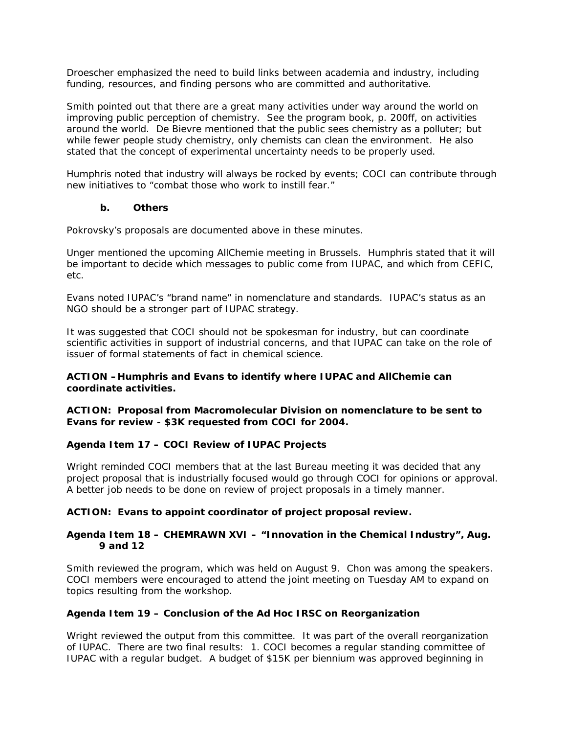Droescher emphasized the need to build links between academia and industry, including funding, resources, and finding persons who are committed and authoritative.

Smith pointed out that there are a great many activities under way around the world on improving public perception of chemistry. See the program book, p. 200ff, on activities around the world. De Bievre mentioned that the public sees chemistry as a polluter; but while fewer people study chemistry, only chemists can clean the environment. He also stated that the concept of experimental uncertainty needs to be properly used.

Humphris noted that industry will always be rocked by events; COCI can contribute through new initiatives to "combat those who work to instill fear."

### b. Others

Pokrovsky's proposals are documented above in these minutes.

Unger mentioned the upcoming AllChemie meeting in Brussels. Humphris stated that it will be important to decide which messages to public come from IUPAC, and which from CEFIC, etc.

Evans noted IUPAC's "brand name" in nomenclature and standards. IUPAC's status as an NGO should be a stronger part of IUPAC strategy.

It was suggested that COCI should not be spokesman for industry, but can coordinate scientific activities in support of industrial concerns, and that IUPAC can take on the role of issuer of formal statements of fact in chemical science.

**ACTION –Humphris and Evans to identify where IUPAC and AllChemie can coordinate activities.**

**ACTION: Proposal from Macromolecular Division on nomenclature to be sent to Evans for review - $3K requested from COCI for 2004.**

**Agenda Item 17 – COCI Review of IUPAC Projects**

Wright reminded COCI members that at the last Bureau meeting it was decided that any project proposal that is industrially focused would go through COCI for opinions or approval. A better job needs to be done on review of project proposals in a timely manner.

**ACTION: Evans to appoint coordinator of project proposal review.**

**Agenda Item 18 – CHEMRAWN XVI – "Innovation in the Chemical Industry", Aug. 9 and 12**

Smith reviewed the program, which was held on August 9. Chon was among the speakers. COCI members were encouraged to attend the joint meeting on Tuesday AM to expand on topics resulting from the workshop.

**Agenda Item 19 – Conclusion of the Ad Hoc IRSC on Reorganization**

Wright reviewed the output from this committee. It was part of the overall reorganization of IUPAC. There are two final results: 1. COCI becomes a regular standing committee of IUPAC with a regular budget. A budget of $15K per biennium was approved beginning in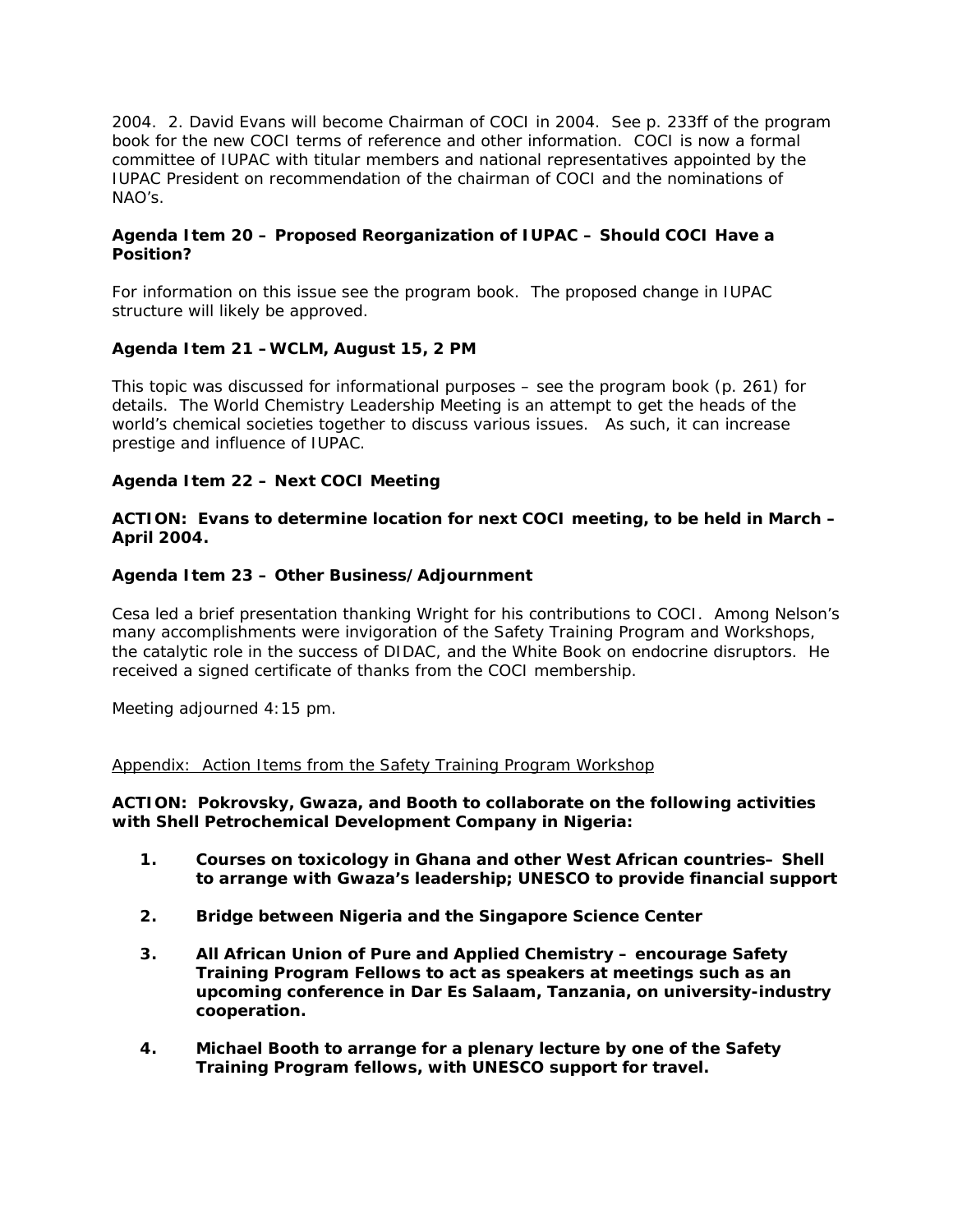2004. 2. David Evans will become Chairman of COCI in 2004. See p. 233ff of the program book for the new COCI terms of reference and other information. COCI is now a formal committee of IUPAC with titular members and national representatives appointed by the IUPAC President on recommendation of the chairman of COCI and the nominations of NAO's.

**Agenda Item 20 – Proposed Reorganization of IUPAC – Should COCI Have a Position?**

For information on this issue see the program book. The proposed change in IUPAC structure will likely be approved.

**Agenda Item 21 – WCLM, August 15, 2 PM**

This topic was discussed for informational purposes – see the program book (p. 261) for details. The World Chemistry Leadership Meeting is an attempt to get the heads of the world's chemical societies together to discuss various issues. As such, it can increase prestige and influence of IUPAC.

**Agenda Item 22 – Next COCI Meeting**

**ACTION: Evans to determine location for next COCI meeting, to be held in March – April 2004.**

**Agenda Item 23 – Other Business/Adjournment**

Cesa led a brief presentation thanking Wright for his contributions to COCI. Among Nelson's many accomplishments were invigoration of the Safety Training Program and Workshops, the catalytic role in the success of DIDAC, and the White Book on endocrine disruptors. He received a signed certificate of thanks from the COCI membership.

Meeting adjourned 4:15 pm.

<u>Appendix: Action Items from the Safety Training Program Workshop</u>

**ACTION: Pokrovsky, Gwaza, and Booth to collaborate on the following activities with Shell Petrochemical Development Company in Nigeria:**

1. **Courses on toxicology in Ghana and other West African countries– Shell to arrange with Gwaza's leadership; UNESCO to provide financial support**

2. **Bridge between Nigeria and the Singapore Science Center**

3. **All African Union of Pure and Applied Chemistry – encourage Safety Training Program Fellows to act as speakers at meetings such as an upcoming conference in Dar Es Salaam, Tanzania, on university-industry cooperation.**

4. **Michael Booth to arrange for a plenary lecture by one of the Safety Training Program fellows, with UNESCO support for travel.**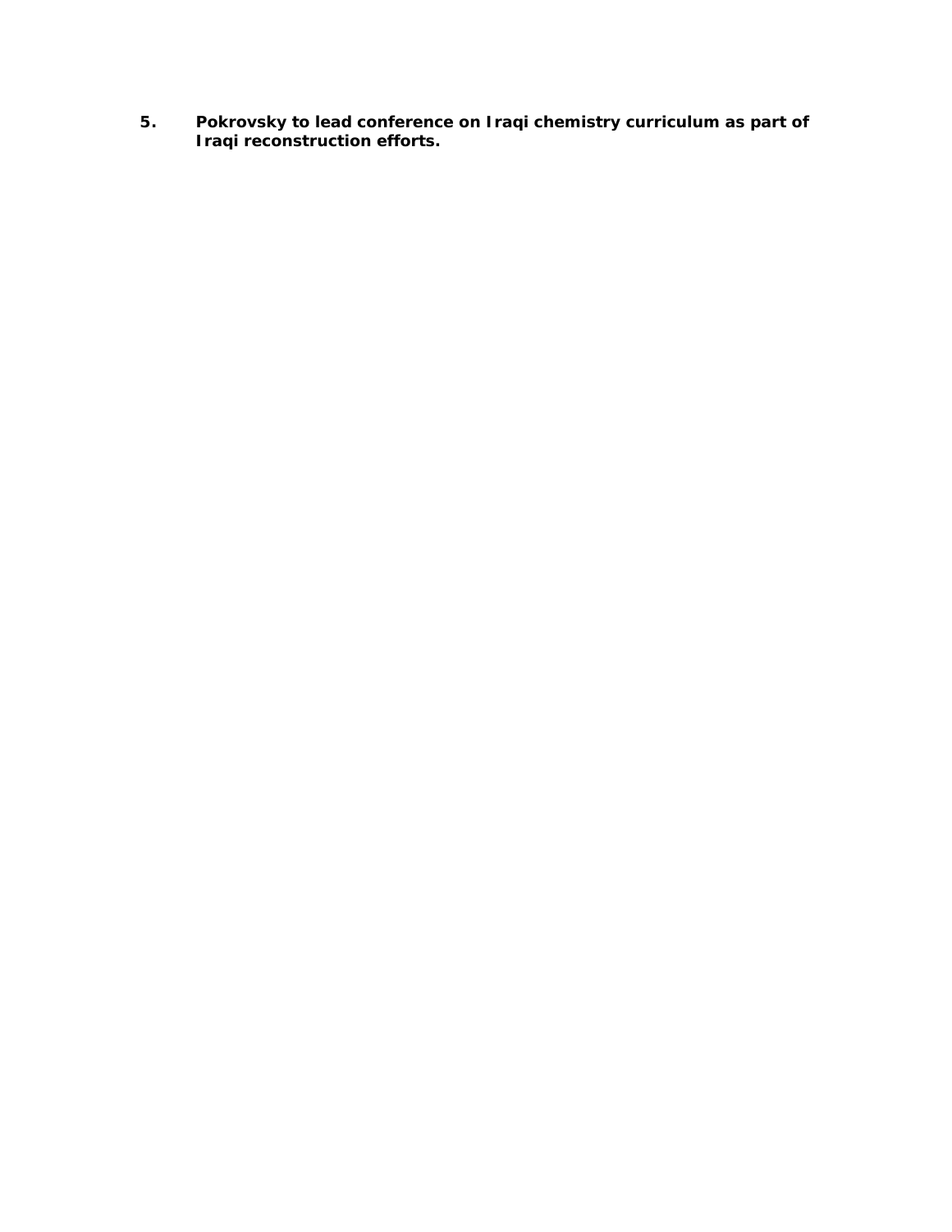**5. Pokrovsky to lead conference on Iraqi chemistry curriculum as part of Iraqi reconstruction efforts.**